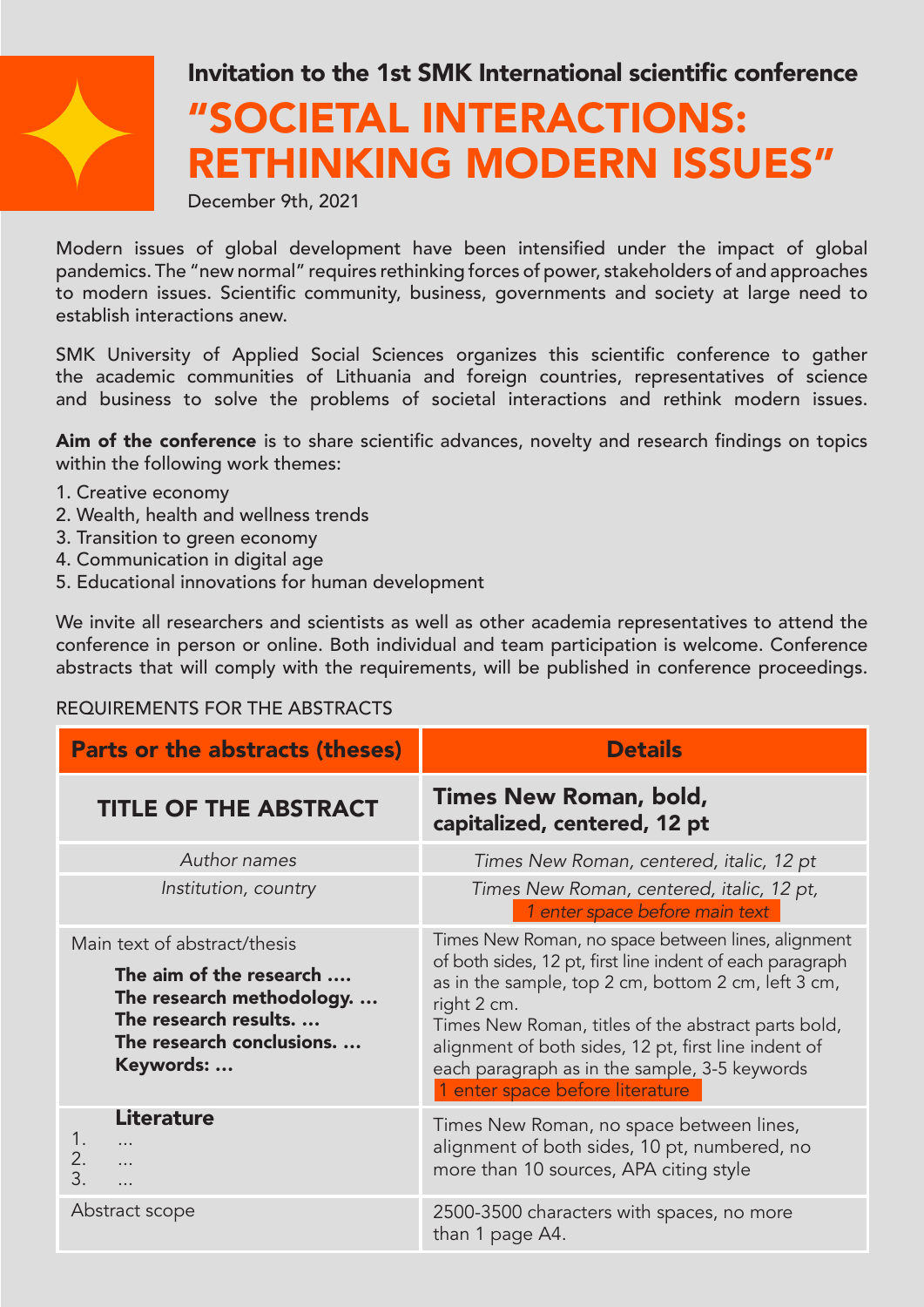## Invitation to the 1st SMK International scientific conference

# "SOCIETAL INTERACTIONS: RETHINKING MODERN ISSUES"

December 9th, 2021

Modern issues of global development have been intensified under the impact of global pandemics. The "new normal" requires rethinking forces of power, stakeholders of and approaches to modern issues. Scientific community, business, governments and society at large need to establish interactions anew.

SMK University of Applied Social Sciences organizes this scientific conference to gather the academic communities of Lithuania and foreign countries, representatives of science and business to solve the problems of societal interactions and rethink modern issues.

**Aim of the conference** is to share scientific advances, novelty and research findings on topics within the following work themes:

1. Creative economy
2. Wealth, health and wellness trends
3. Transition to green economy
4. Communication in digital age
5. Educational innovations for human development

We invite all researchers and scientists as well as other academia representatives to attend the conference in person or online. Both individual and team participation is welcome. Conference abstracts that will comply with the requirements, will be published in conference proceedings.

REQUIREMENTS FOR THE ABSTRACTS

| Parts or the abstracts (theses) | Details |
|---|---|
| **TITLE OF THE ABSTRACT** | **Times New Roman, bold, capitalized, centered, 12 pt** |
| *Author names* | *Times New Roman, centered, italic, 12 pt* |
| *Institution, country* | *Times New Roman, centered, italic, 12 pt,* *1 enter space before main text* |
| Main text of abstract/thesis **The aim of the research ….** **The research methodology. …** **The research results. …** **The research conclusions. …** **Keywords: …** | Times New Roman, no space between lines, alignment of both sides, 12 pt, first line indent of each paragraph as in the sample, top 2 cm, bottom 2 cm, left 3 cm, right 2 cm. Times New Roman, titles of the abstract parts bold, alignment of both sides, 12 pt, first line indent of each paragraph as in the sample, 3-5 keywords 1 enter space before literature |
| **Literature** 1. … 2. … 3. … | Times New Roman, no space between lines, alignment of both sides, 10 pt, numbered, no more than 10 sources, APA citing style |
| Abstract scope | 2500-3500 characters with spaces, no more than 1 page A4. |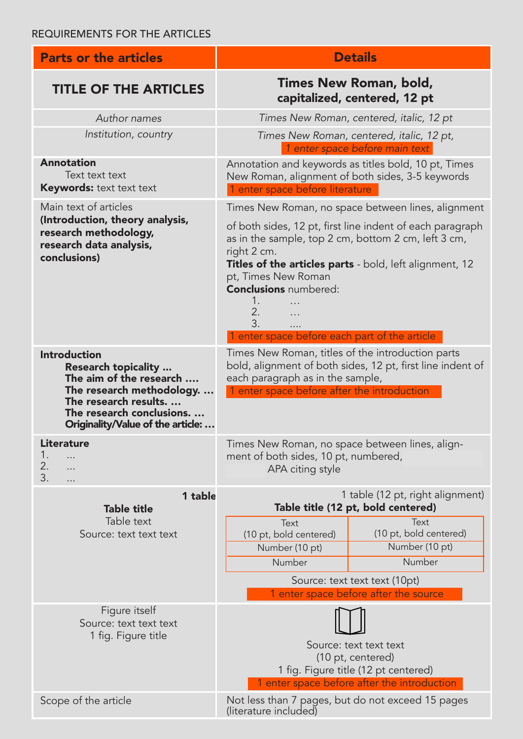REQUIREMENTS FOR THE ARTICLES

| Parts or the articles | Details |
|---|---|
| **TITLE OF THE ARTICLES** | **Times New Roman, bold, capitalized, centered, 12 pt** |
| *Author names* | *Times New Roman, centered, italic, 12 pt* |
| *Institution, country* | *Times New Roman, centered, italic, 12 pt,* *1 enter space before main text* |
| **Annotation** Text text text **Keywords:** text text text | Annotation and keywords as titles bold, 10 pt, Times New Roman, alignment of both sides, 3-5 keywords 1 enter space before literature |
| Main text of articles **(Introduction, theory analysis, research methodology, research data analysis, conclusions)** | Times New Roman, no space between lines, alignment of both sides, 12 pt, first line indent of each paragraph as in the sample, top 2 cm, bottom 2 cm, left 3 cm, right 2 cm. **Titles of the articles parts** - bold, left alignment, 12 pt, Times New Roman **Conclusions** numbered: 1. … 2. … 3. .... 1 enter space before each part of the article |
| **Introduction** **Research topicality ...** **The aim of the research ....** **The research methodology. ...** **The research results. ...** **The research conclusions. ...** **Originality/Value of the article: ...** | Times New Roman, titles of the introduction parts bold, alignment of both sides, 12 pt, first line indent of each paragraph as in the sample, 1 enter space before after the introduction |
| **Literature** 1. ... 2. ... 3. ... | Times New Roman, no space between lines, alignment of both sides, 10 pt, numbered, APA citing style |
| **1 table** **Table title** Table text Source: text text text | 1 table (12 pt, right alignment) **Table title (12 pt, bold centered)** [Text (10 pt, bold centered) / Text (10 pt, bold centered); Number (10 pt) / Number (10 pt); Number / Number] Source: text text text (10pt) 1 enter space before after the source |
| Figure itself Source: text text text 1 fig. Figure title | Source: text text text (10 pt, centered) 1 fig. Figure title (12 pt centered) 1 enter space before after the introduction |
| Scope of the article | Not less than 7 pages, but do not exceed 15 pages (literature included) |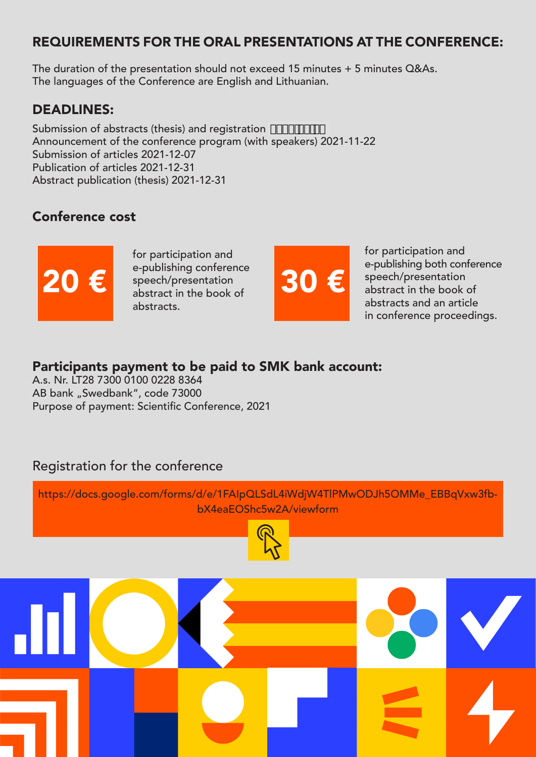## REQUIREMENTS FOR THE ORAL PRESENTATIONS AT THE CONFERENCE:

The duration of the presentation should not exceed 15 minutes + 5 minutes Q&As.
The languages of the Conference are English and Lithuanian.

## DEADLINES:

Submission of abstracts (thesis) and registration ▯▯▯▯▯▯▯▯▯▯
Announcement of the conference program (with speakers) 2021-11-22
Submission of articles 2021-12-07
Publication of articles 2021-12-31
Abstract publication (thesis) 2021-12-31

## Conference cost

**20 €** for participation and e-publishing conference speech/presentation abstract in the book of abstracts.

**30 €** for participation and e-publishing both conference speech/presentation abstract in the book of abstracts and an article in conference proceedings.

## Participants payment to be paid to SMK bank account:

A.s. Nr. LT28 7300 0100 0228 8364
AB bank „Swedbank", code 73000
Purpose of payment: Scientific Conference, 2021

## Registration for the conference

https://docs.google.com/forms/d/e/1FAIpQLSdL4iWdjW4TlPMwODJh5OMMe_EBBqVxw3fb-bX4eaEOShc5w2A/viewform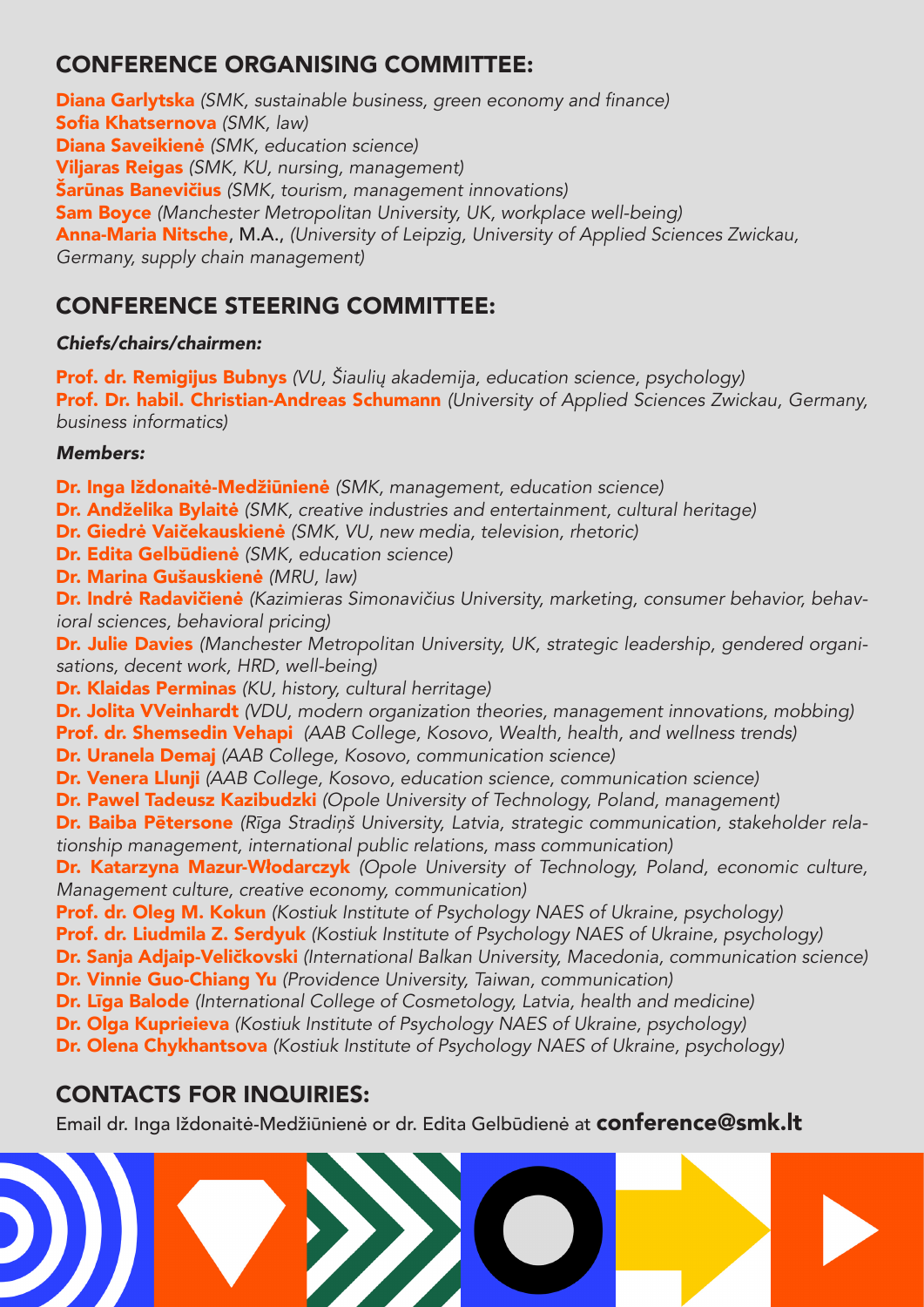## CONFERENCE ORGANISING COMMITTEE:

**Diana Garlytska** *(SMK, sustainable business, green economy and finance)*
**Sofia Khatsernova** *(SMK, law)*
**Diana Saveikienė** *(SMK, education science)*
**Viljaras Reigas** *(SMK, KU, nursing, management)*
**Šarūnas Banevičius** *(SMK, tourism, management innovations)*
**Sam Boyce** *(Manchester Metropolitan University, UK, workplace well-being)*
**Anna-Maria Nitsche**, M.A., *(University of Leipzig, University of Applied Sciences Zwickau, Germany, supply chain management)*

## CONFERENCE STEERING COMMITTEE:

***Chiefs/chairs/chairmen:***

**Prof. dr. Remigijus Bubnys** *(VU, Šiaulių akademija, education science, psychology)*
**Prof. Dr. habil. Christian-Andreas Schumann** *(University of Applied Sciences Zwickau, Germany, business informatics)*

***Members:***

**Dr. Inga Iždonaitė-Medžiūnienė** *(SMK, management, education science)*
**Dr. Andželika Bylaitė** *(SMK, creative industries and entertainment, cultural heritage)*
**Dr. Giedrė Vaičekauskienė** *(SMK, VU, new media, television, rhetoric)*
**Dr. Edita Gelbūdienė** *(SMK, education science)*
**Dr. Marina Gušauskienė** *(MRU, law)*
**Dr. Indrė Radavičienė** *(Kazimieras Simonavičius University, marketing, consumer behavior, behavioral sciences, behavioral pricing)*
**Dr. Julie Davies** *(Manchester Metropolitan University, UK, strategic leadership, gendered organisations, decent work, HRD, well-being)*
**Dr. Klaidas Perminas** *(KU, history, cultural herritage)*
**Dr. Jolita VVeinhardt** *(VDU, modern organization theories, management innovations, mobbing)*
**Prof. dr. Shemsedin Vehapi** *(AAB College, Kosovo, Wealth, health, and wellness trends)*
**Dr. Uranela Demaj** *(AAB College, Kosovo, communication science)*
**Dr. Venera Llunji** *(AAB College, Kosovo, education science, communication science)*
**Dr. Pawel Tadeusz Kazibudzki** *(Opole University of Technology, Poland, management)*
**Dr. Baiba Pētersone** *(Rīga Stradiņš University, Latvia, strategic communication, stakeholder relationship management, international public relations, mass communication)*
**Dr. Katarzyna Mazur-Włodarczyk** *(Opole University of Technology, Poland, economic culture, Management culture, creative economy, communication)*
**Prof. dr. Oleg M. Kokun** *(Kostiuk Institute of Psychology NAES of Ukraine, psychology)*
**Prof. dr. Liudmila Z. Serdyuk** *(Kostiuk Institute of Psychology NAES of Ukraine, psychology)*
**Dr. Sanja Adjaip-Veličkovski** *(International Balkan University, Macedonia, communication science)*
**Dr. Vinnie Guo-Chiang Yu** *(Providence University, Taiwan, communication)*
**Dr. Līga Balode** *(International College of Cosmetology, Latvia, health and medicine)*
**Dr. Olga Kuprieieva** *(Kostiuk Institute of Psychology NAES of Ukraine, psychology)*
**Dr. Olena Chykhantsova** *(Kostiuk Institute of Psychology NAES of Ukraine, psychology)*

## CONTACTS FOR INQUIRIES:

Email dr. Inga Iždonaitė-Medžiūnienė or dr. Edita Gelbūdienė at **conference@smk.lt**